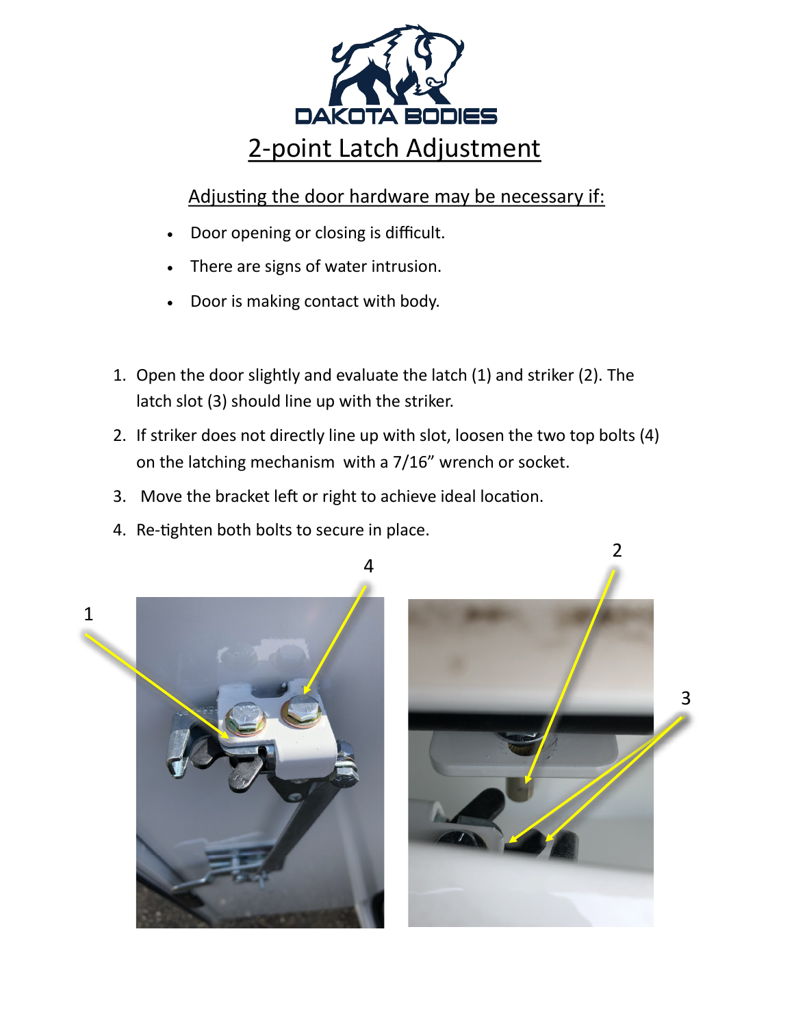# DAKOTA BODIES

## 2-point Latch Adjustment

### Adjusting the door hardware may be necessary if:

- Door opening or closing is difficult.
- There are signs of water intrusion.
- Door is making contact with body.

1. Open the door slightly and evaluate the latch (1) and striker (2). The latch slot (3) should line up with the striker.
2. If striker does not directly line up with slot, loosen the two top bolts (4) on the latching mechanism with a 7/16" wrench or socket.
3. Move the bracket left or right to achieve ideal location.
4. Re-tighten both bolts to secure in place.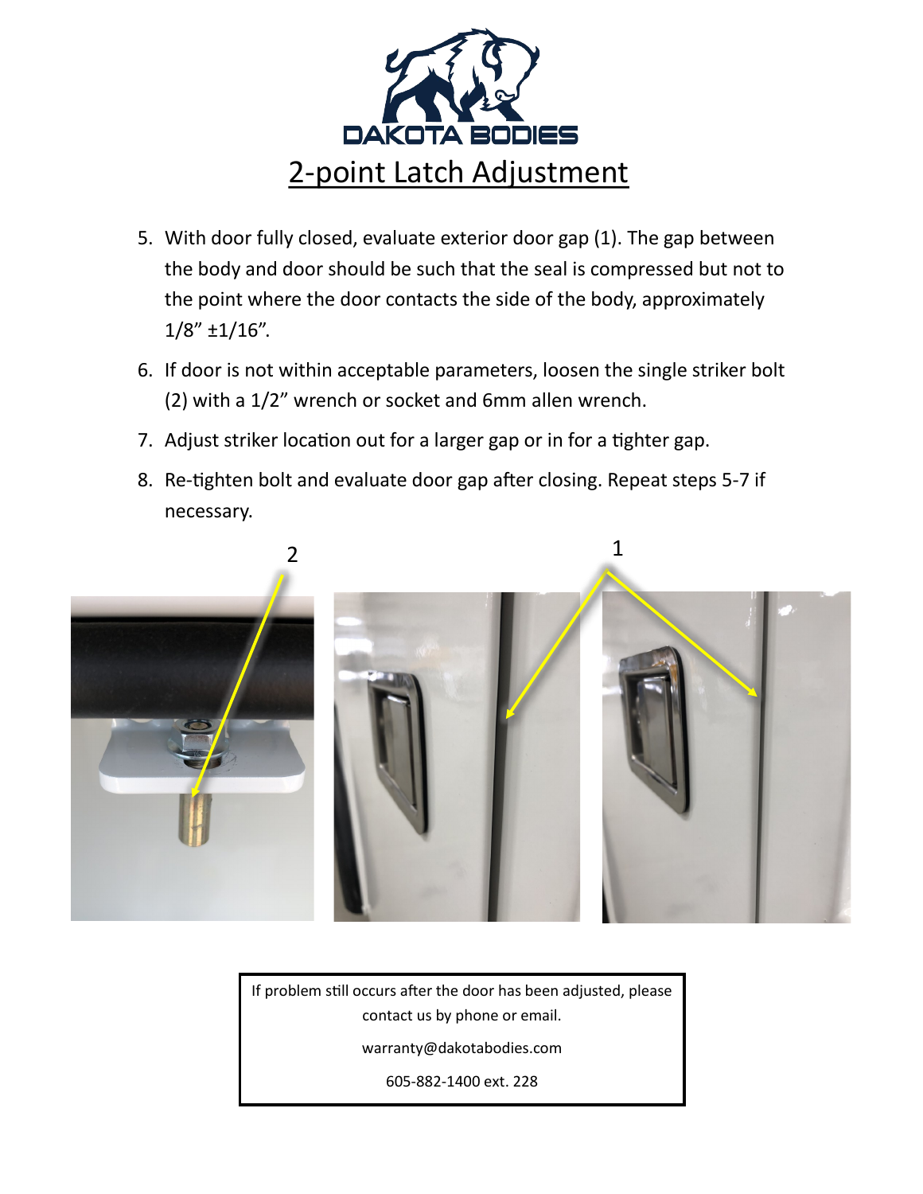DAKOTA BODIES

# 2-point Latch Adjustment

5. With door fully closed, evaluate exterior door gap (1). The gap between the body and door should be such that the seal is compressed but not to the point where the door contacts the side of the body, approximately 1/8" ±1/16".
6. If door is not within acceptable parameters, loosen the single striker bolt (2) with a 1/2" wrench or socket and 6mm allen wrench.
7. Adjust striker location out for a larger gap or in for a tighter gap.
8. Re-tighten bolt and evaluate door gap after closing. Repeat steps 5-7 if necessary.

2

1

If problem still occurs after the door has been adjusted, please contact us by phone or email.

warranty@dakotabodies.com

605-882-1400 ext. 228